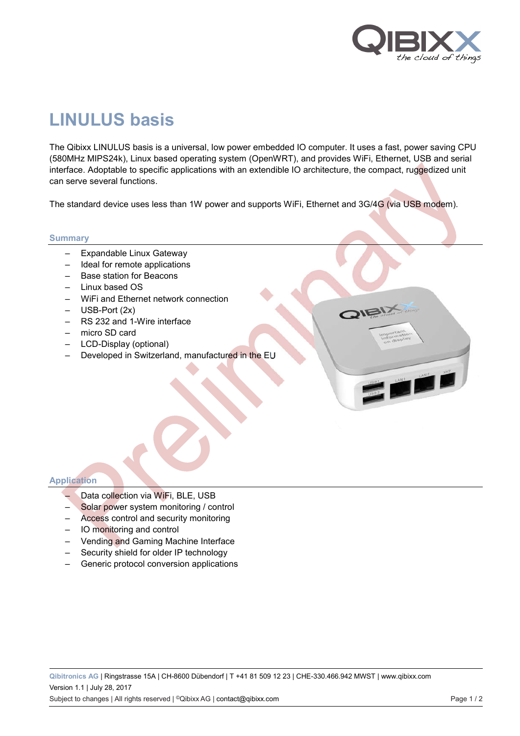# LINULUS basis

The Qibixx LINULUS basis is a universal, low power embedded IO computer. It uses a fast, power saving CPU (580MHz MIPS24k), Linux based operating system (OpenWRT), and provides WiFi, Ethernet, USB and serial interface. Adoptable to specific applications with an extendible IO architecture, the compact, ruggedized unit can serve several functions.

The standard device uses less than 1W power and supports WiFi, Ethernet and 3G/4G (via USB modem).

## Summary

- Expandable Linux Gateway
- Ideal for remote applications
- Base station for Beacons
- Linux based OS
- WiFi and Ethernet network connection
- USB-Port (2x)
- RS 232 and 1-Wire interface
- micro SD card
- LCD-Display (optional)
- Developed in Switzerland, manufactured in the EU

## Application

- Data collection via WiFi, BLE, USB
- Solar power system monitoring / control
- Access control and security monitoring
- IO monitoring and control
- Vending and Gaming Machine Interface
- Security shield for older IP technology
- Generic protocol conversion applications

**Qibitronics AG** | Ringstrasse 15A | CH-8600 Dübendorf | T +41 81 509 12 23 | CHE-330.466.942 MWST | www.qibixx.com
Version 1.1 | July 28, 2017
Subject to changes | All rights reserved | ©Qibixx AG | contact@qibixx.com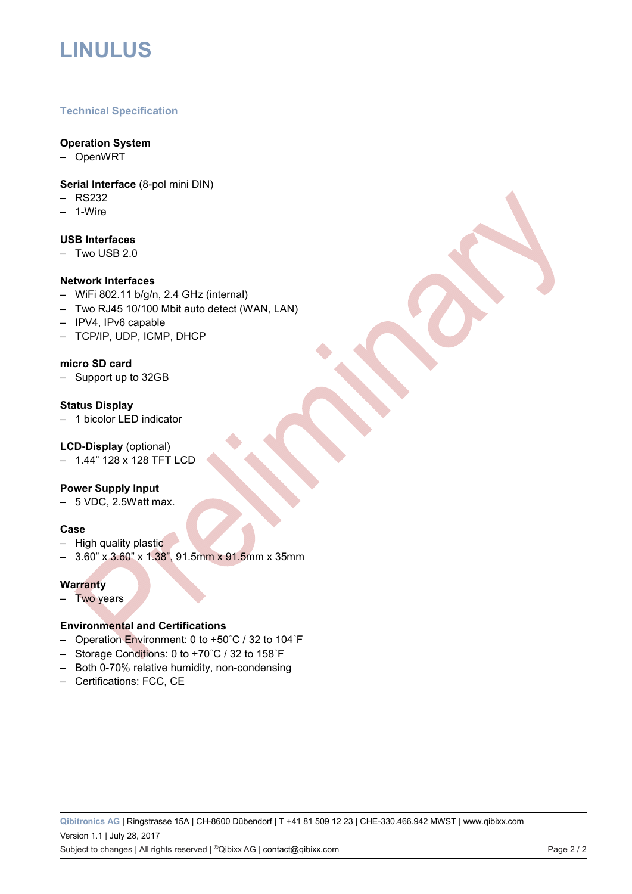# LINULUS

## Technical Specification

**Operation System**
- OpenWRT

**Serial Interface** (8-pol mini DIN)
- RS232
- 1-Wire

**USB Interfaces**
- Two USB 2.0

**Network Interfaces**
- WiFi 802.11 b/g/n, 2.4 GHz (internal)
- Two RJ45 10/100 Mbit auto detect (WAN, LAN)
- IPV4, IPv6 capable
- TCP/IP, UDP, ICMP, DHCP

**micro SD card**
- Support up to 32GB

**Status Display**
- 1 bicolor LED indicator

**LCD-Display** (optional)
- 1.44" 128 x 128 TFT LCD

**Power Supply Input**
- 5 VDC, 2.5Watt max.

**Case**
- High quality plastic
- 3.60" x 3.60" x 1.38", 91.5mm x 91.5mm x 35mm

**Warranty**
- Two years

**Environmental and Certifications**
- Operation Environment: 0 to +50˚C / 32 to 104˚F
- Storage Conditions: 0 to +70˚C / 32 to 158˚F
- Both 0-70% relative humidity, non-condensing
- Certifications: FCC, CE

Preliminary

Qibitronics AG | Ringstrasse 15A | CH-8600 Dübendorf | T +41 81 509 12 23 | CHE-330.466.942 MWST | www.qibixx.com
Version 1.1 | July 28, 2017
Subject to changes | All rights reserved | ©Qibixx AG | contact@qibixx.com